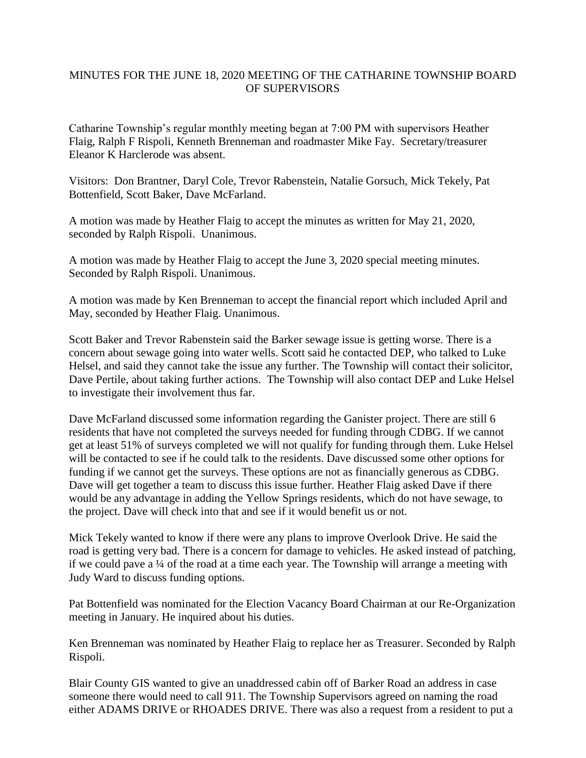# MINUTES FOR THE JUNE 18, 2020 MEETING OF THE CATHARINE TOWNSHIP BOARD OF SUPERVISORS

Catharine Township's regular monthly meeting began at 7:00 PM with supervisors Heather Flaig, Ralph F Rispoli, Kenneth Brenneman and roadmaster Mike Fay. Secretary/treasurer Eleanor K Harclerode was absent.

Visitors: Don Brantner, Daryl Cole, Trevor Rabenstein, Natalie Gorsuch, Mick Tekely, Pat Bottenfield, Scott Baker, Dave McFarland.

A motion was made by Heather Flaig to accept the minutes as written for May 21, 2020, seconded by Ralph Rispoli. Unanimous.

A motion was made by Heather Flaig to accept the June 3, 2020 special meeting minutes. Seconded by Ralph Rispoli. Unanimous.

A motion was made by Ken Brenneman to accept the financial report which included April and May, seconded by Heather Flaig. Unanimous.

Scott Baker and Trevor Rabenstein said the Barker sewage issue is getting worse. There is a concern about sewage going into water wells. Scott said he contacted DEP, who talked to Luke Helsel, and said they cannot take the issue any further. The Township will contact their solicitor, Dave Pertile, about taking further actions. The Township will also contact DEP and Luke Helsel to investigate their involvement thus far.

Dave McFarland discussed some information regarding the Ganister project. There are still 6 residents that have not completed the surveys needed for funding through CDBG. If we cannot get at least 51% of surveys completed we will not qualify for funding through them. Luke Helsel will be contacted to see if he could talk to the residents. Dave discussed some other options for funding if we cannot get the surveys. These options are not as financially generous as CDBG. Dave will get together a team to discuss this issue further. Heather Flaig asked Dave if there would be any advantage in adding the Yellow Springs residents, which do not have sewage, to the project. Dave will check into that and see if it would benefit us or not.

Mick Tekely wanted to know if there were any plans to improve Overlook Drive. He said the road is getting very bad. There is a concern for damage to vehicles. He asked instead of patching, if we could pave a ¼ of the road at a time each year. The Township will arrange a meeting with Judy Ward to discuss funding options.

Pat Bottenfield was nominated for the Election Vacancy Board Chairman at our Re-Organization meeting in January. He inquired about his duties.

Ken Brenneman was nominated by Heather Flaig to replace her as Treasurer. Seconded by Ralph Rispoli.

Blair County GIS wanted to give an unaddressed cabin off of Barker Road an address in case someone there would need to call 911. The Township Supervisors agreed on naming the road either ADAMS DRIVE or RHOADES DRIVE. There was also a request from a resident to put a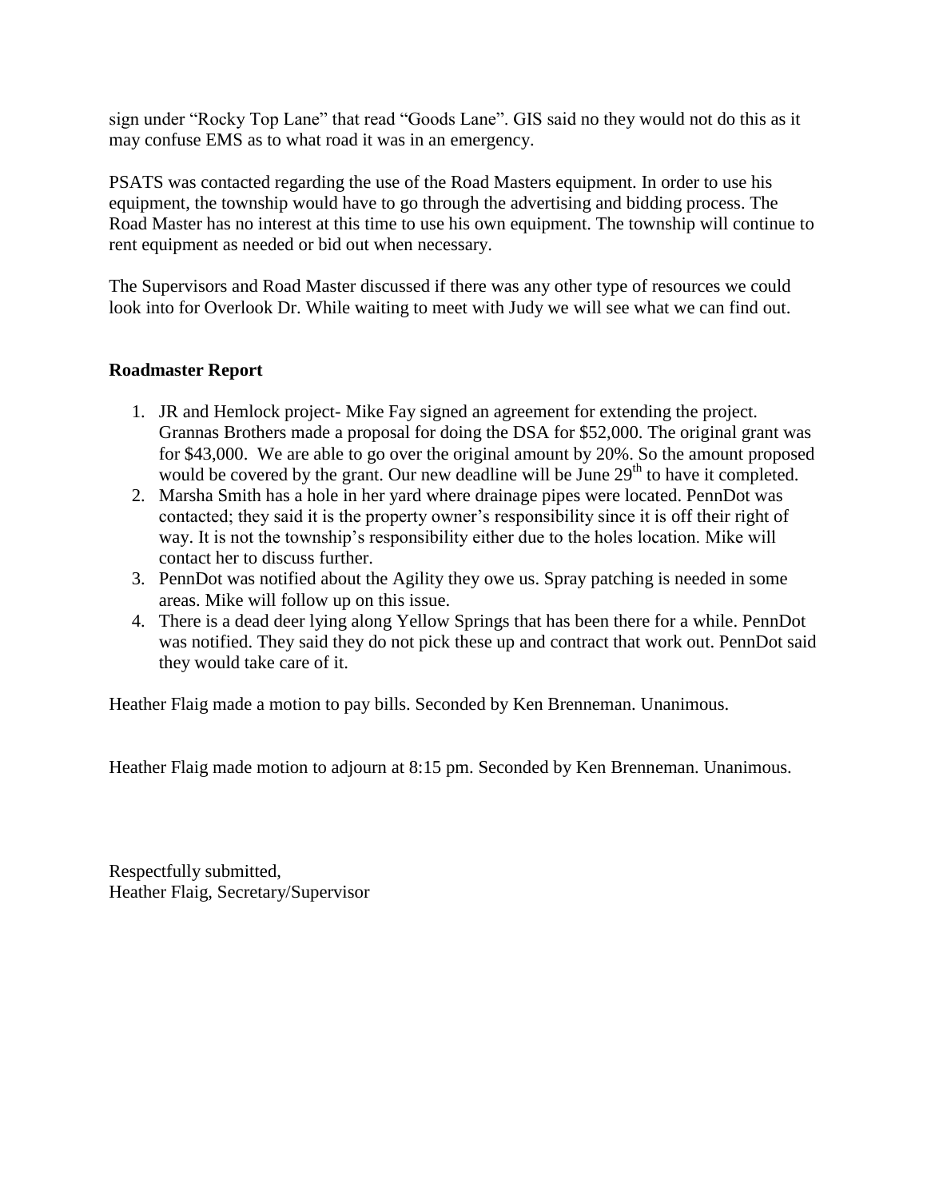sign under "Rocky Top Lane" that read "Goods Lane". GIS said no they would not do this as it may confuse EMS as to what road it was in an emergency.

PSATS was contacted regarding the use of the Road Masters equipment. In order to use his equipment, the township would have to go through the advertising and bidding process. The Road Master has no interest at this time to use his own equipment. The township will continue to rent equipment as needed or bid out when necessary.

The Supervisors and Road Master discussed if there was any other type of resources we could look into for Overlook Dr. While waiting to meet with Judy we will see what we can find out.

**Roadmaster Report**

1. JR and Hemlock project- Mike Fay signed an agreement for extending the project. Grannas Brothers made a proposal for doing the DSA for $52,000. The original grant was for $43,000. We are able to go over the original amount by 20%. So the amount proposed would be covered by the grant. Our new deadline will be June 29th to have it completed.
2. Marsha Smith has a hole in her yard where drainage pipes were located. PennDot was contacted; they said it is the property owner's responsibility since it is off their right of way. It is not the township's responsibility either due to the holes location. Mike will contact her to discuss further.
3. PennDot was notified about the Agility they owe us. Spray patching is needed in some areas. Mike will follow up on this issue.
4. There is a dead deer lying along Yellow Springs that has been there for a while. PennDot was notified. They said they do not pick these up and contract that work out. PennDot said they would take care of it.

Heather Flaig made a motion to pay bills. Seconded by Ken Brenneman. Unanimous.

Heather Flaig made motion to adjourn at 8:15 pm. Seconded by Ken Brenneman. Unanimous.

Respectfully submitted,
Heather Flaig, Secretary/Supervisor